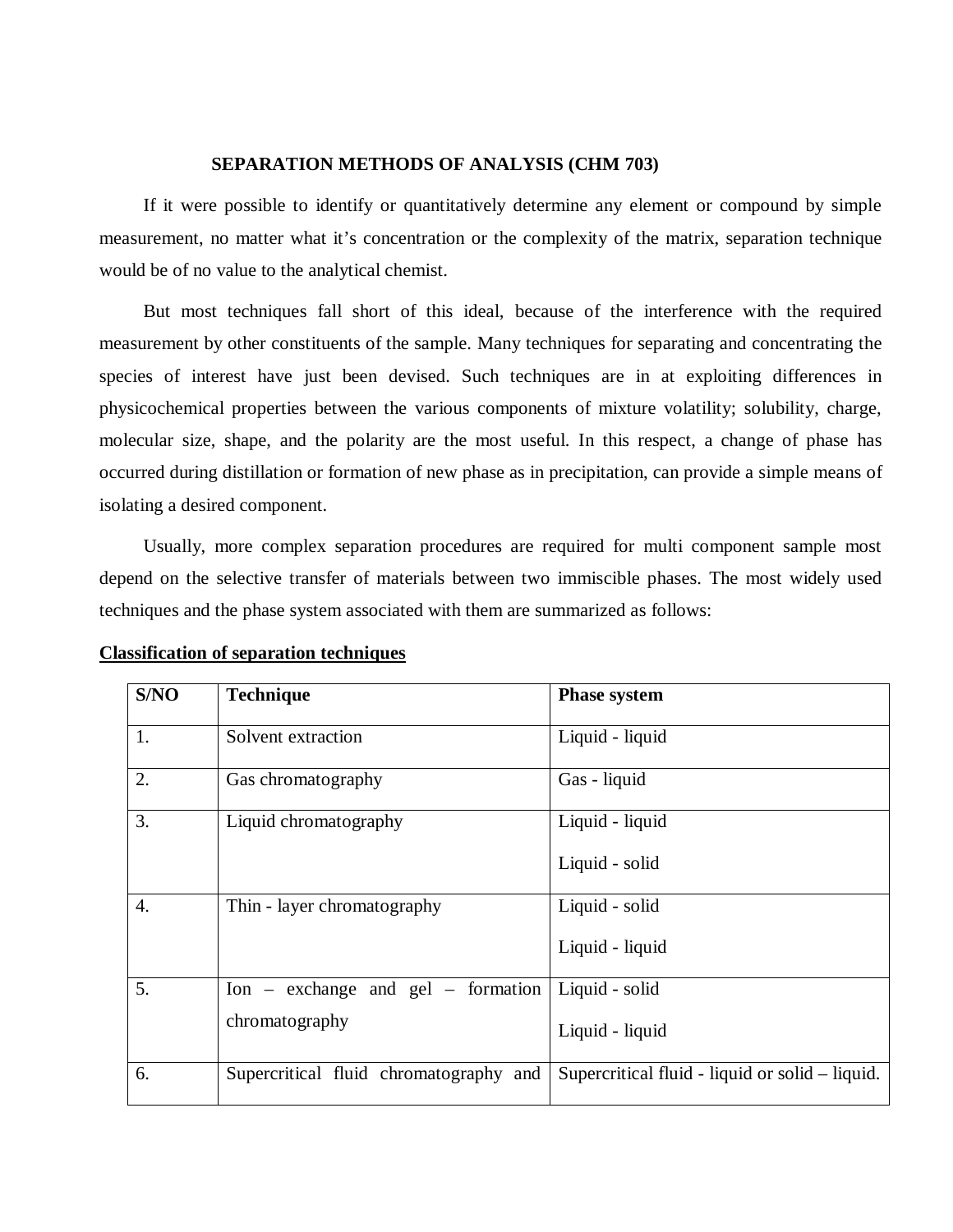# SEPARATION METHODS OF ANALYSIS (CHM 703)

If it were possible to identify or quantitatively determine any element or compound by simple measurement, no matter what it's concentration or the complexity of the matrix, separation technique would be of no value to the analytical chemist.

But most techniques fall short of this ideal, because of the interference with the required measurement by other constituents of the sample. Many techniques for separating and concentrating the species of interest have just been devised. Such techniques are in at exploiting differences in physicochemical properties between the various components of mixture volatility; solubility, charge, molecular size, shape, and the polarity are the most useful. In this respect, a change of phase has occurred during distillation or formation of new phase as in precipitation, can provide a simple means of isolating a desired component.

Usually, more complex separation procedures are required for multi component sample most depend on the selective transfer of materials between two immiscible phases. The most widely used techniques and the phase system associated with them are summarized as follows:

**Classification of separation techniques**

| S/NO | Technique | Phase system |
|---|---|---|
| 1. | Solvent extraction | Liquid - liquid |
| 2. | Gas chromatography | Gas - liquid |
| 3. | Liquid chromatography | Liquid - liquid<br>Liquid - solid |
| 4. | Thin - layer chromatography | Liquid - solid<br>Liquid - liquid |
| 5. | Ion – exchange and gel – formation chromatography | Liquid - solid<br>Liquid - liquid |
| 6. | Supercritical fluid chromatography and | Supercritical fluid - liquid or solid – liquid. |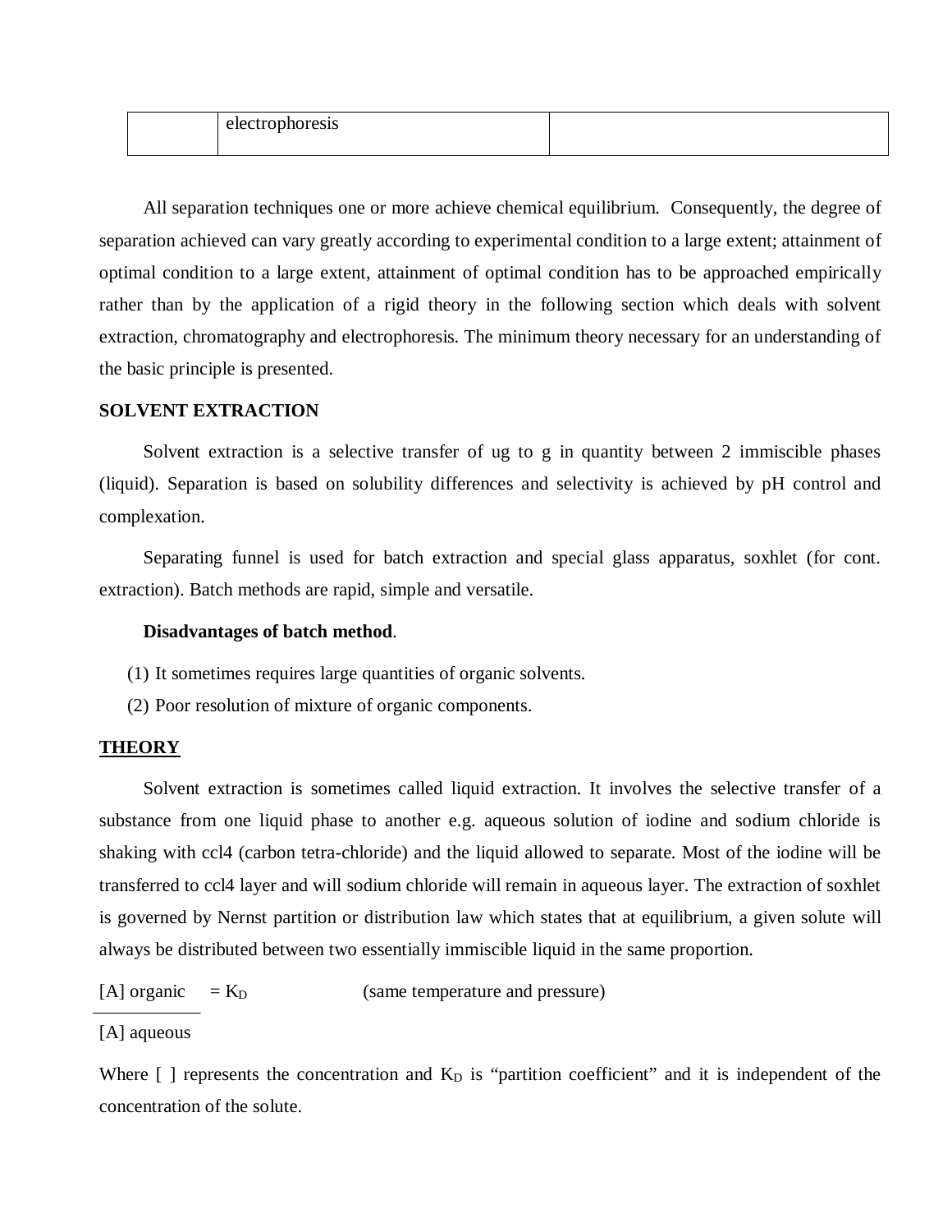|  | electrophoresis |  |
|---|---|---|

All separation techniques one or more achieve chemical equilibrium. Consequently, the degree of separation achieved can vary greatly according to experimental condition to a large extent; attainment of optimal condition to a large extent, attainment of optimal condition has to be approached empirically rather than by the application of a rigid theory in the following section which deals with solvent extraction, chromatography and electrophoresis. The minimum theory necessary for an understanding of the basic principle is presented.

**SOLVENT EXTRACTION**

Solvent extraction is a selective transfer of ug to g in quantity between 2 immiscible phases (liquid). Separation is based on solubility differences and selectivity is achieved by pH control and complexation.

Separating funnel is used for batch extraction and special glass apparatus, soxhlet (for cont. extraction). Batch methods are rapid, simple and versatile.

**Disadvantages of batch method**.

(1) It sometimes requires large quantities of organic solvents.
(2) Poor resolution of mixture of organic components.

**<u>THEORY</u>**

Solvent extraction is sometimes called liquid extraction. It involves the selective transfer of a substance from one liquid phase to another e.g. aqueous solution of iodine and sodium chloride is shaking with ccl4 (carbon tetra-chloride) and the liquid allowed to separate. Most of the iodine will be transferred to ccl4 layer and will sodium chloride will remain in aqueous layer. The extraction of soxhlet is governed by Nernst partition or distribution law which states that at equilibrium, a given solute will always be distributed between two essentially immiscible liquid in the same proportion.

$$\frac{[A]\ \text{organic}}{[A]\ \text{aqueous}} = K_D \qquad \text{(same temperature and pressure)}$$

Where [ ] represents the concentration and $K_D$ is "partition coefficient" and it is independent of the concentration of the solute.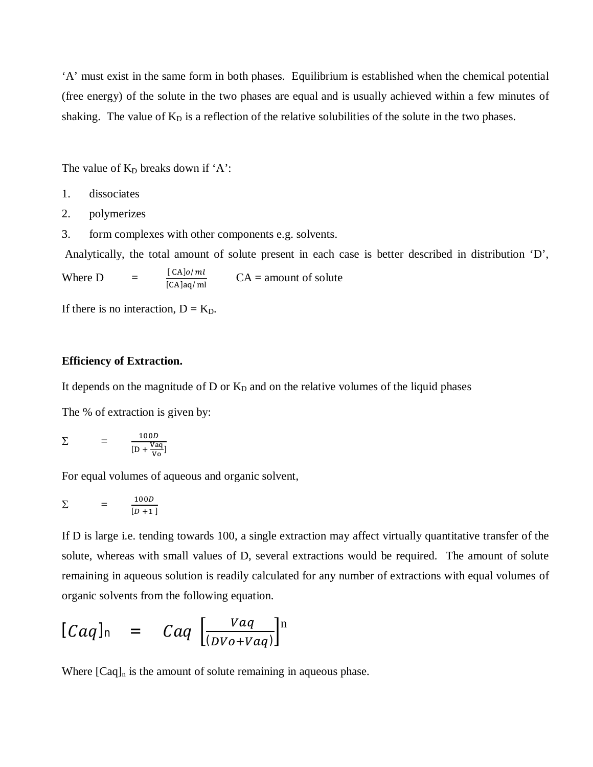'A' must exist in the same form in both phases. Equilibrium is established when the chemical potential (free energy) of the solute in the two phases are equal and is usually achieved within a few minutes of shaking. The value of $K_D$ is a reflection of the relative solubilities of the solute in the two phases.

The value of $K_D$ breaks down if 'A':

1. dissociates
2. polymerizes
3. form complexes with other components e.g. solvents.

Analytically, the total amount of solute present in each case is better described in distribution 'D',

Where D $= \frac{[CA]o/ml}{[CA]aq/ml}$ CA = amount of solute

If there is no interaction, $D = K_D$.

**Efficiency of Extraction.**

It depends on the magnitude of D or $K_D$ and on the relative volumes of the liquid phases

The % of extraction is given by:

$$\Sigma = \frac{100D}{[D + \frac{Vaq}{Vo}]}$$

For equal volumes of aqueous and organic solvent,

$$\Sigma = \frac{100D}{[D + 1]}$$

If D is large i.e. tending towards 100, a single extraction may affect virtually quantitative transfer of the solute, whereas with small values of D, several extractions would be required. The amount of solute remaining in aqueous solution is readily calculated for any number of extractions with equal volumes of organic solvents from the following equation.

$$[Caq]_n = Caq \left[\frac{Vaq}{(DVo + Vaq)}\right]^n$$

Where $[Caq]_n$ is the amount of solute remaining in aqueous phase.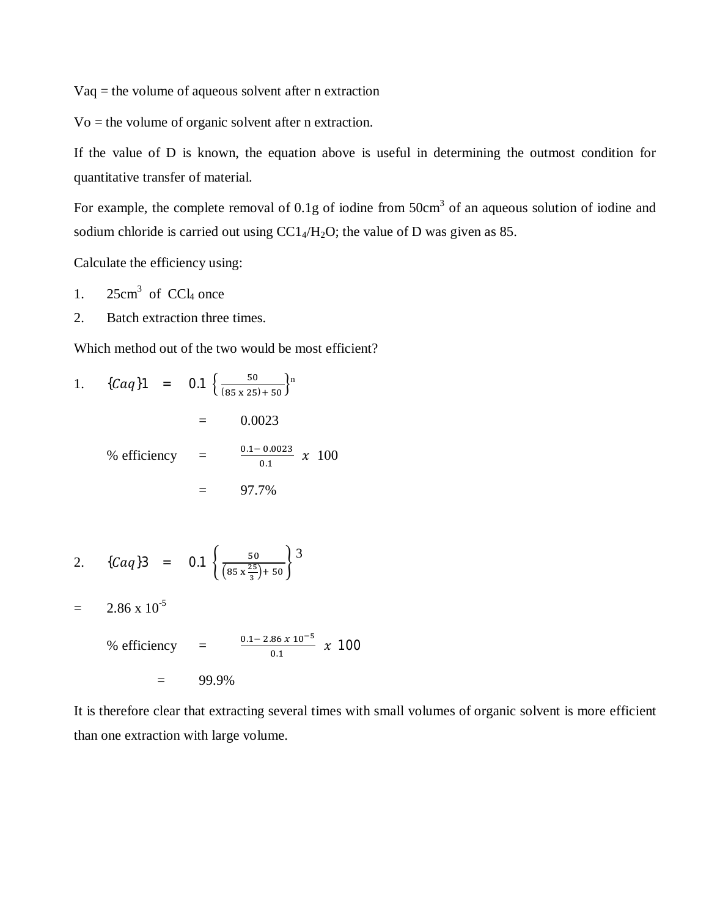$V_{aq}$ = the volume of aqueous solvent after n extraction

$V_o$ = the volume of organic solvent after n extraction.

If the value of D is known, the equation above is useful in determining the outmost condition for quantitative transfer of material.

For example, the complete removal of 0.1g of iodine from 50cm$^3$ of an aqueous solution of iodine and sodium chloride is carried out using $CC1_4/H_2O$; the value of D was given as 85.

Calculate the efficiency using:

1. 25cm$^3$ of $CCl_4$ once
2. Batch extraction three times.

Which method out of the two would be most efficient?

1. $\{Caq\}1 = 0.1 \left\{\frac{50}{(85 \text{ x } 25) + 50}\right\}^n$

$= 0.0023$

$\% \text{ efficiency} = \frac{0.1 - 0.0023}{0.1} \text{ x } 100$

$= 97.7\%$

2. $\{Caq\}3 = 0.1 \left\{\frac{50}{\left(85 \text{ x } \frac{25}{3}\right) + 50}\right\}^3$

$= 2.86 \text{ x } 10^{-5}$

$\% \text{ efficiency} = \frac{0.1 - 2.86 \text{ x } 10^{-5}}{0.1} \text{ x } 100$

$= 99.9\%$

It is therefore clear that extracting several times with small volumes of organic solvent is more efficient than one extraction with large volume.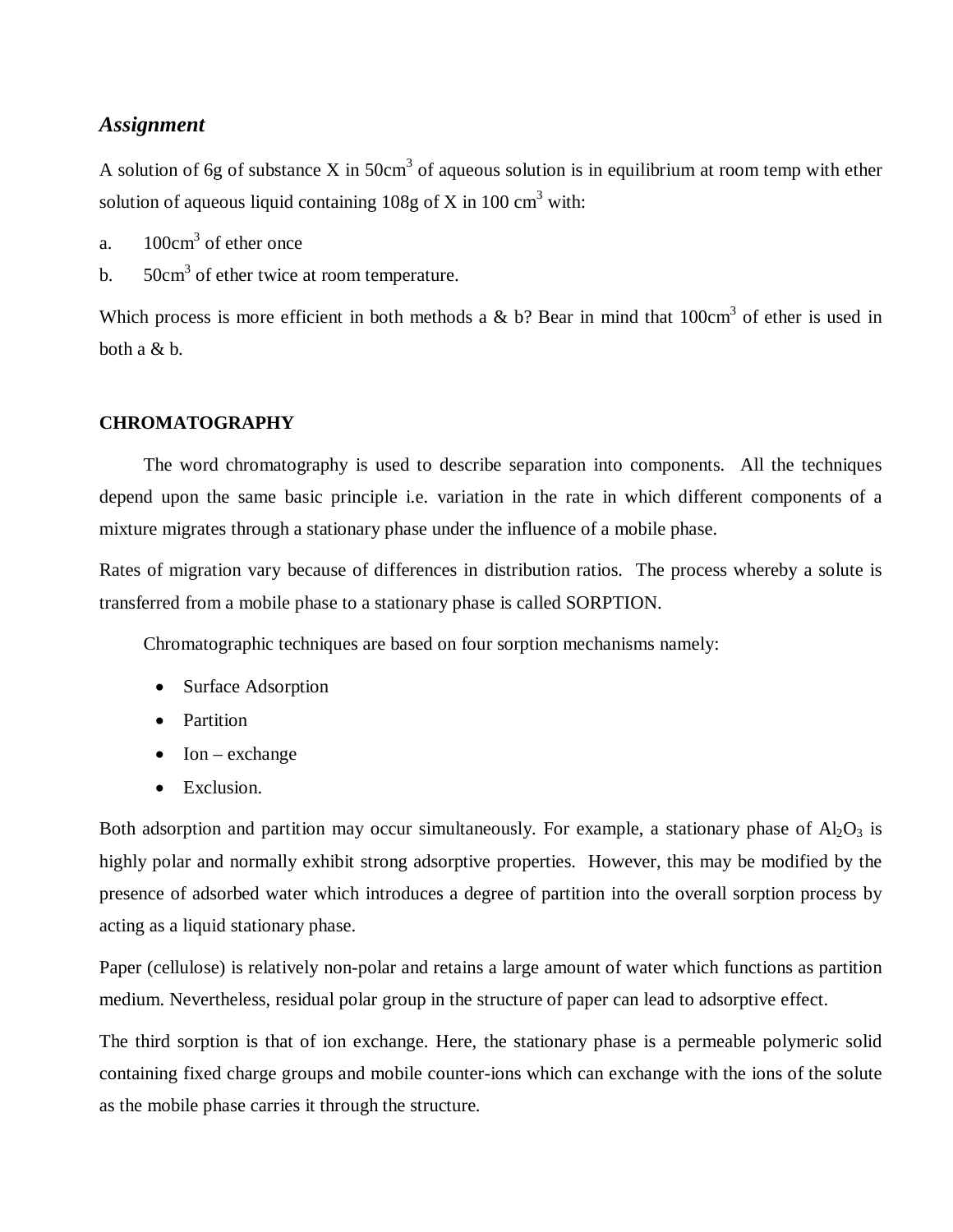## *Assignment*

A solution of 6g of substance X in $50cm^3$ of aqueous solution is in equilibrium at room temp with ether solution of aqueous liquid containing 108g of X in 100 $cm^3$ with:

a. $100cm^3$ of ether once

b. $50cm^3$ of ether twice at room temperature.

Which process is more efficient in both methods a & b? Bear in mind that $100cm^3$ of ether is used in both a & b.

**CHROMATOGRAPHY**

The word chromatography is used to describe separation into components. All the techniques depend upon the same basic principle i.e. variation in the rate in which different components of a mixture migrates through a stationary phase under the influence of a mobile phase.

Rates of migration vary because of differences in distribution ratios. The process whereby a solute is transferred from a mobile phase to a stationary phase is called SORPTION.

Chromatographic techniques are based on four sorption mechanisms namely:

- Surface Adsorption
- Partition
- Ion – exchange
- Exclusion.

Both adsorption and partition may occur simultaneously. For example, a stationary phase of $Al_2O_3$ is highly polar and normally exhibit strong adsorptive properties. However, this may be modified by the presence of adsorbed water which introduces a degree of partition into the overall sorption process by acting as a liquid stationary phase.

Paper (cellulose) is relatively non-polar and retains a large amount of water which functions as partition medium. Nevertheless, residual polar group in the structure of paper can lead to adsorptive effect.

The third sorption is that of ion exchange. Here, the stationary phase is a permeable polymeric solid containing fixed charge groups and mobile counter-ions which can exchange with the ions of the solute as the mobile phase carries it through the structure.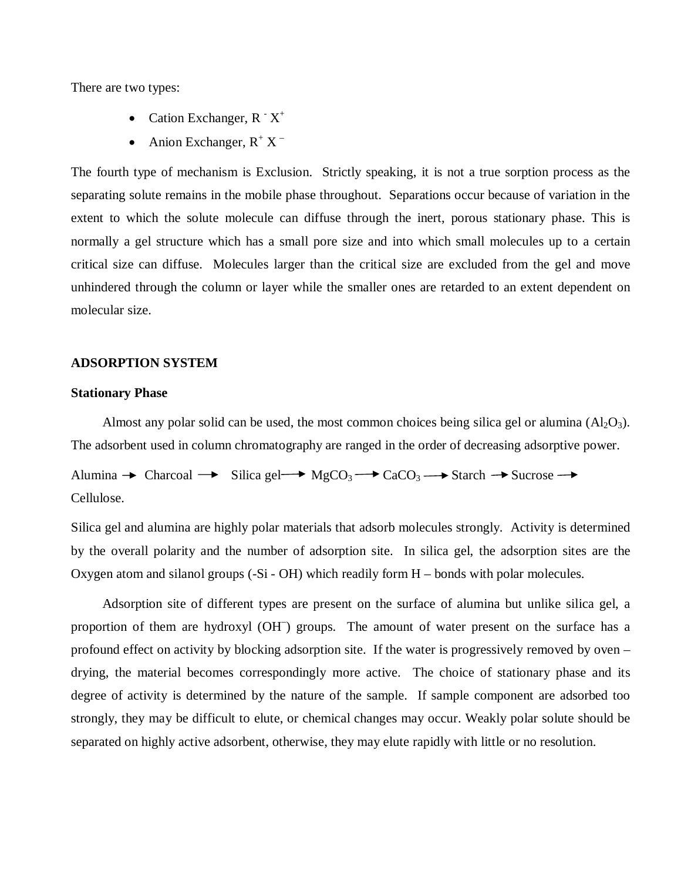There are two types:

- Cation Exchanger, $R^- X^+$
- Anion Exchanger, $R^+ X^-$

The fourth type of mechanism is Exclusion. Strictly speaking, it is not a true sorption process as the separating solute remains in the mobile phase throughout. Separations occur because of variation in the extent to which the solute molecule can diffuse through the inert, porous stationary phase. This is normally a gel structure which has a small pore size and into which small molecules up to a certain critical size can diffuse. Molecules larger than the critical size are excluded from the gel and move unhindered through the column or layer while the smaller ones are retarded to an extent dependent on molecular size.

## ADSORPTION SYSTEM

### Stationary Phase

Almost any polar solid can be used, the most common choices being silica gel or alumina ($Al_2O_3$). The adsorbent used in column chromatography are ranged in the order of decreasing adsorptive power.

Alumina → Charcoal → Silica gel → $MgCO_3$ → $CaCO_3$ → Starch → Sucrose → Cellulose.

Silica gel and alumina are highly polar materials that adsorb molecules strongly. Activity is determined by the overall polarity and the number of adsorption site. In silica gel, the adsorption sites are the Oxygen atom and silanol groups (-Si - OH) which readily form H – bonds with polar molecules.

Adsorption site of different types are present on the surface of alumina but unlike silica gel, a proportion of them are hydroxyl ($OH^-$) groups. The amount of water present on the surface has a profound effect on activity by blocking adsorption site. If the water is progressively removed by oven – drying, the material becomes correspondingly more active. The choice of stationary phase and its degree of activity is determined by the nature of the sample. If sample component are adsorbed too strongly, they may be difficult to elute, or chemical changes may occur. Weakly polar solute should be separated on highly active adsorbent, otherwise, they may elute rapidly with little or no resolution.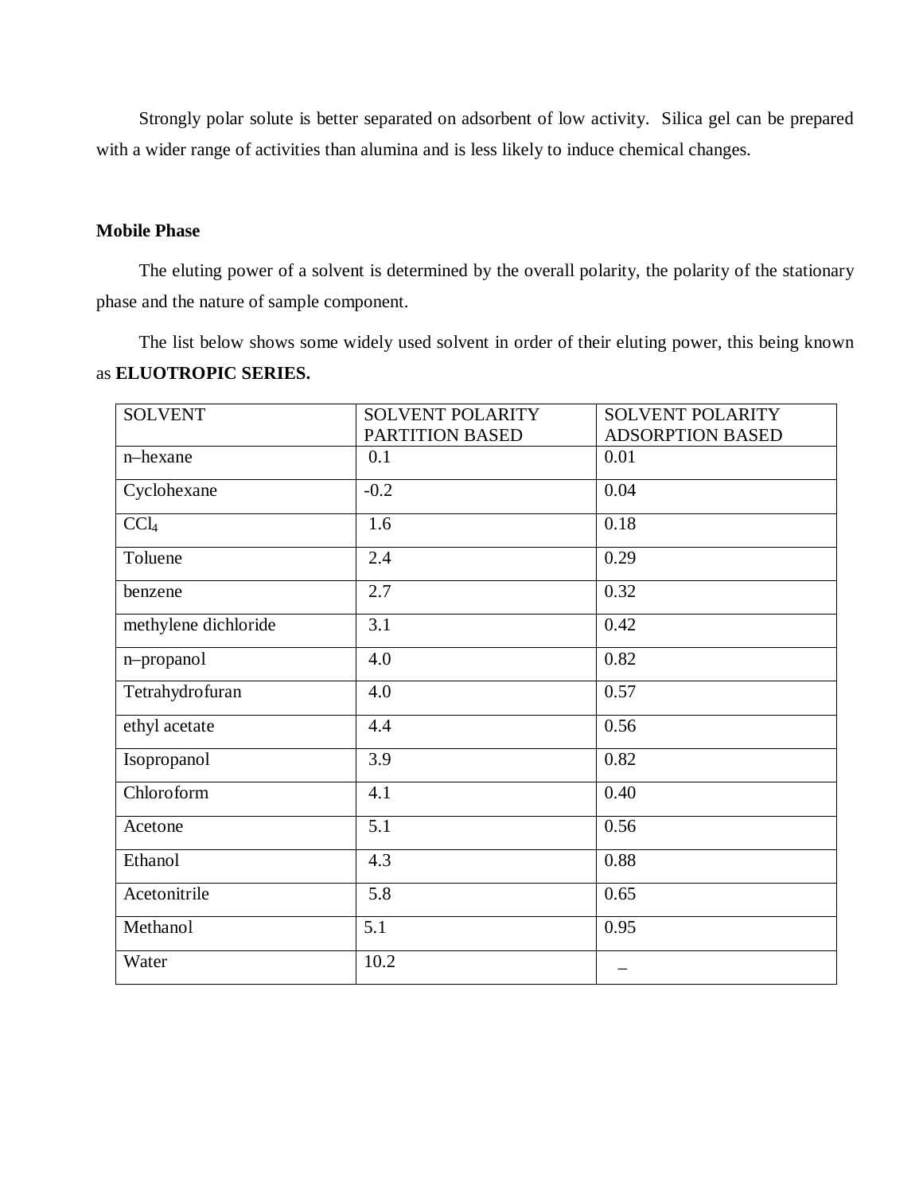Strongly polar solute is better separated on adsorbent of low activity. Silica gel can be prepared with a wider range of activities than alumina and is less likely to induce chemical changes.

**Mobile Phase**

The eluting power of a solvent is determined by the overall polarity, the polarity of the stationary phase and the nature of sample component.

The list below shows some widely used solvent in order of their eluting power, this being known as **ELUOTROPIC SERIES.**

| SOLVENT | SOLVENT POLARITY PARTITION BASED | SOLVENT POLARITY ADSORPTION BASED |
|---|---|---|
| n–hexane | 0.1 | 0.01 |
| Cyclohexane | -0.2 | 0.04 |
| $CCl_4$ | 1.6 | 0.18 |
| Toluene | 2.4 | 0.29 |
| benzene | 2.7 | 0.32 |
| methylene dichloride | 3.1 | 0.42 |
| n–propanol | 4.0 | 0.82 |
| Tetrahydrofuran | 4.0 | 0.57 |
| ethyl acetate | 4.4 | 0.56 |
| Isopropanol | 3.9 | 0.82 |
| Chloroform | 4.1 | 0.40 |
| Acetone | 5.1 | 0.56 |
| Ethanol | 4.3 | 0.88 |
| Acetonitrile | 5.8 | 0.65 |
| Methanol | 5.1 | 0.95 |
| Water | 10.2 | – |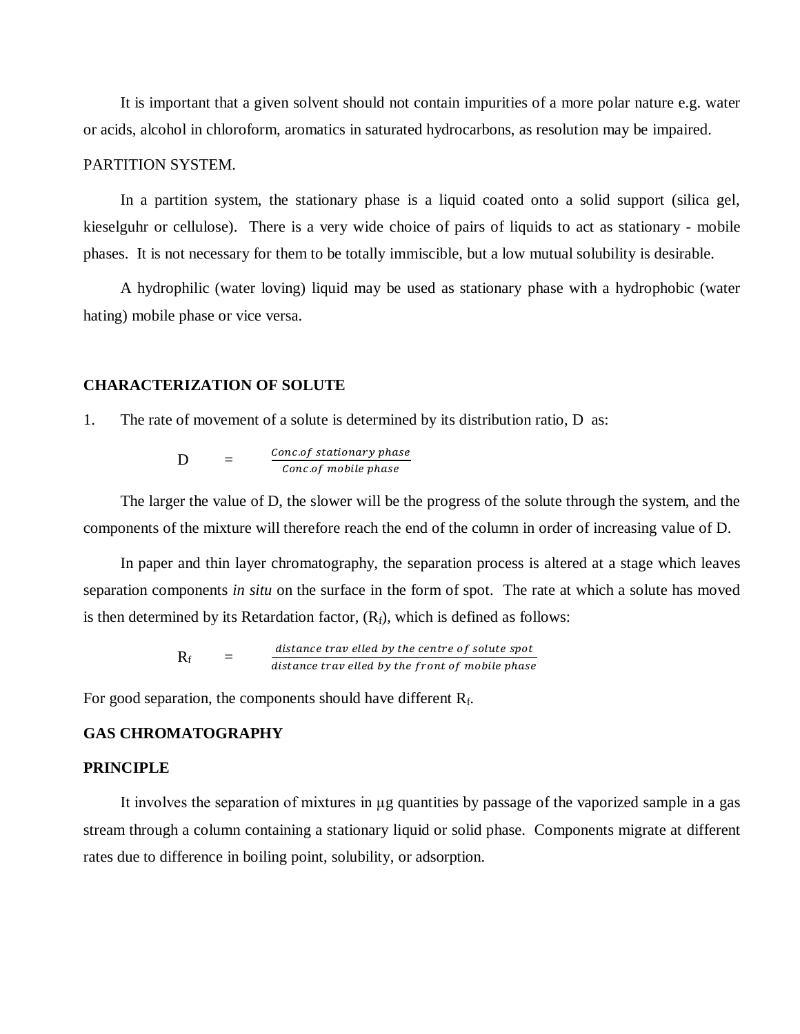It is important that a given solvent should not contain impurities of a more polar nature e.g. water or acids, alcohol in chloroform, aromatics in saturated hydrocarbons, as resolution may be impaired.

PARTITION SYSTEM.

In a partition system, the stationary phase is a liquid coated onto a solid support (silica gel, kieselguhr or cellulose). There is a very wide choice of pairs of liquids to act as stationary - mobile phases. It is not necessary for them to be totally immiscible, but a low mutual solubility is desirable.

A hydrophilic (water loving) liquid may be used as stationary phase with a hydrophobic (water hating) mobile phase or vice versa.

## CHARACTERIZATION OF SOLUTE

1. The rate of movement of a solute is determined by its distribution ratio, D as:

$$D = \frac{Conc.of\ stationary\ phase}{Conc.of\ mobile\ phase}$$

The larger the value of D, the slower will be the progress of the solute through the system, and the components of the mixture will therefore reach the end of the column in order of increasing value of D.

In paper and thin layer chromatography, the separation process is altered at a stage which leaves separation components *in situ* on the surface in the form of spot. The rate at which a solute has moved is then determined by its Retardation factor, ($R_f$), which is defined as follows:

$$R_f = \frac{distance\ travelled\ by\ the\ centre\ of\ solute\ spot}{distance\ travelled\ by\ the\ front\ of\ mobile\ phase}$$

For good separation, the components should have different $R_f$.

## GAS CHROMATOGRAPHY

### PRINCIPLE

It involves the separation of mixtures in µg quantities by passage of the vaporized sample in a gas stream through a column containing a stationary liquid or solid phase. Components migrate at different rates due to difference in boiling point, solubility, or adsorption.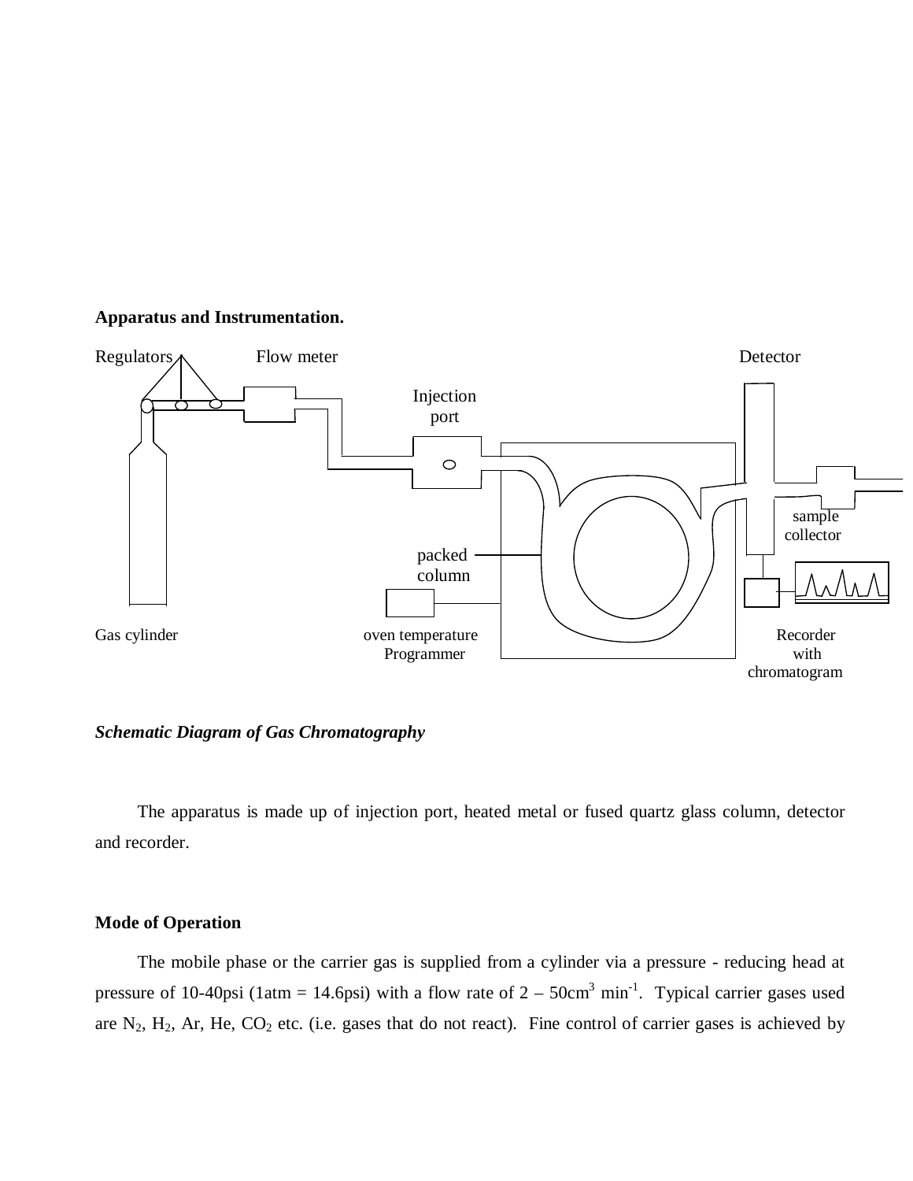**Apparatus and Instrumentation.**

Regulators — Flow meter — Injection port — Detector — sample collector — packed column — oven temperature Programmer — Gas cylinder — Recorder with chromatogram

***Schematic Diagram of Gas Chromatography***

The apparatus is made up of injection port, heated metal or fused quartz glass column, detector and recorder.

**Mode of Operation**

The mobile phase or the carrier gas is supplied from a cylinder via a pressure - reducing head at pressure of 10-40psi (1atm = 14.6psi) with a flow rate of 2 – 50cm$^3$ min$^{-1}$. Typical carrier gases used are $N_2$, $H_2$, Ar, He, $CO_2$ etc. (i.e. gases that do not react). Fine control of carrier gases is achieved by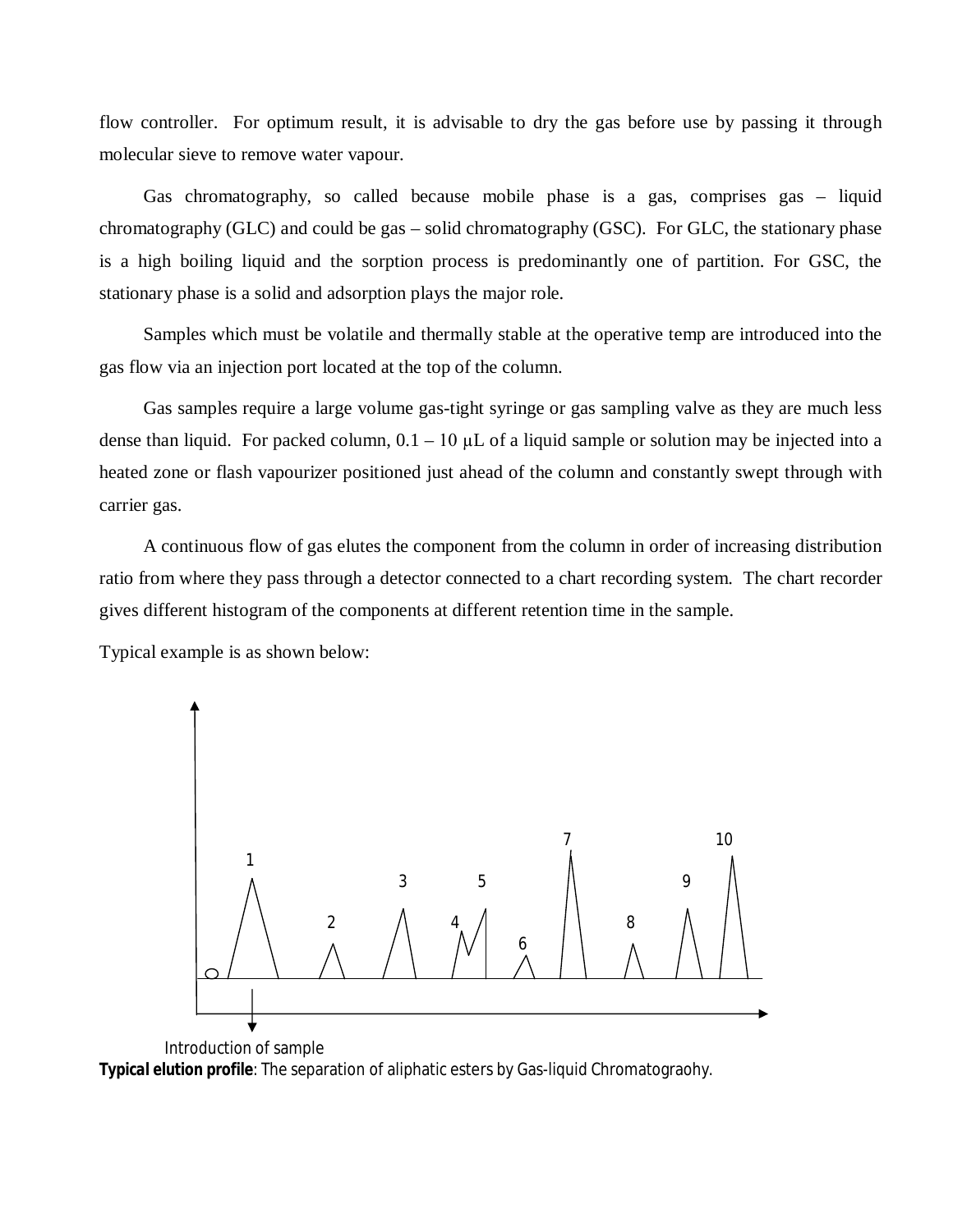flow controller. For optimum result, it is advisable to dry the gas before use by passing it through molecular sieve to remove water vapour.

Gas chromatography, so called because mobile phase is a gas, comprises gas – liquid chromatography (GLC) and could be gas – solid chromatography (GSC). For GLC, the stationary phase is a high boiling liquid and the sorption process is predominantly one of partition. For GSC, the stationary phase is a solid and adsorption plays the major role.

Samples which must be volatile and thermally stable at the operative temp are introduced into the gas flow via an injection port located at the top of the column.

Gas samples require a large volume gas-tight syringe or gas sampling valve as they are much less dense than liquid. For packed column, 0.1 – 10 μL of a liquid sample or solution may be injected into a heated zone or flash vapourizer positioned just ahead of the column and constantly swept through with carrier gas.

A continuous flow of gas elutes the component from the column in order of increasing distribution ratio from where they pass through a detector connected to a chart recording system. The chart recorder gives different histogram of the components at different retention time in the sample.

Typical example is as shown below:

1 2 3 4 5 6 7 8 9 10

Introduction of sample

**Typical elution profile**: The separation of aliphatic esters by Gas-liquid Chromatograohy.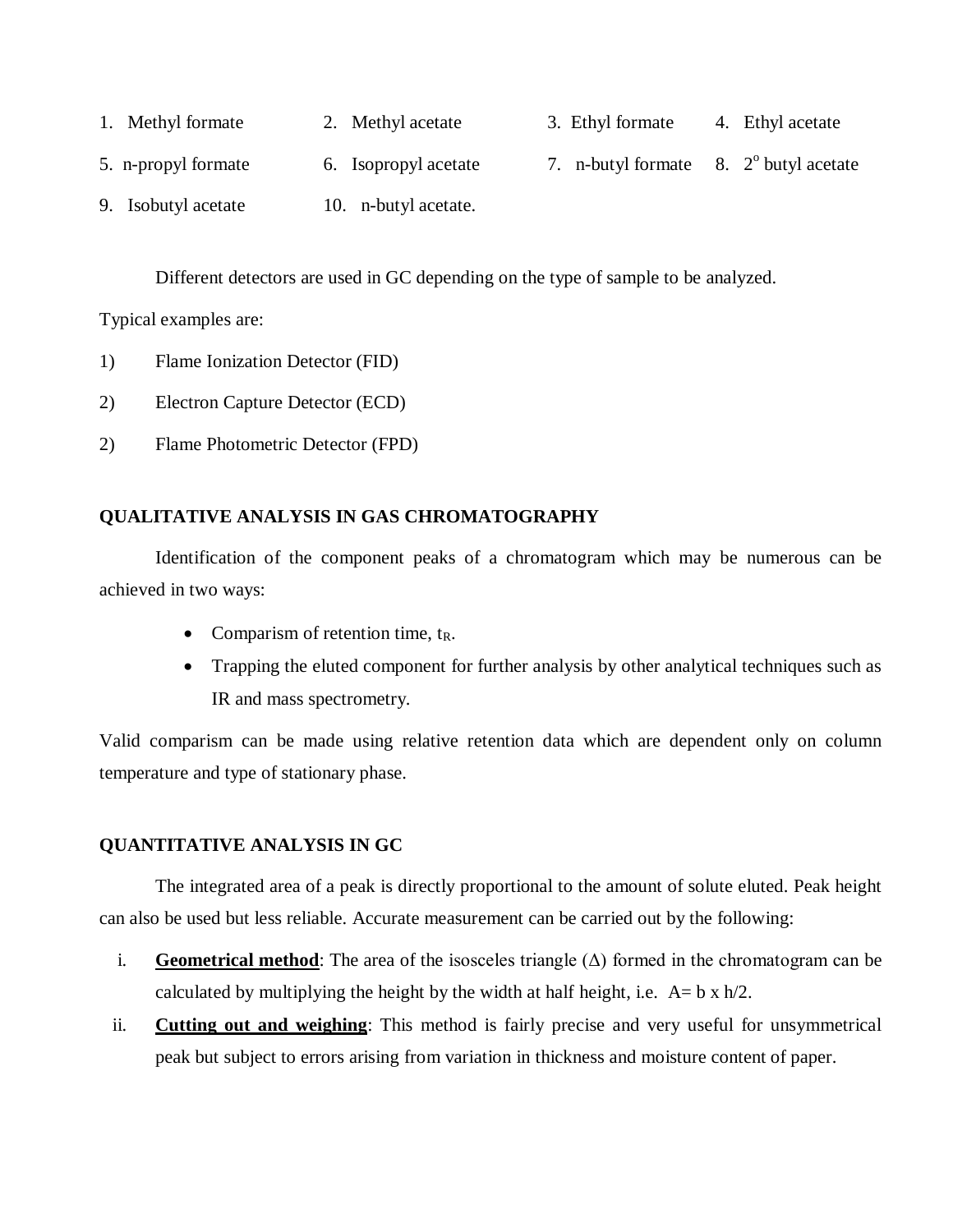1. Methyl formate
2. Methyl acetate
3. Ethyl formate
4. Ethyl acetate
5. n-propyl formate
6. Isopropyl acetate
7. n-butyl formate
8. $2^o$ butyl acetate
9. Isobutyl acetate
10. n-butyl acetate.

Different detectors are used in GC depending on the type of sample to be analyzed.

Typical examples are:

1) Flame Ionization Detector (FID)

2) Electron Capture Detector (ECD)

2) Flame Photometric Detector (FPD)

**QUALITATIVE ANALYSIS IN GAS CHROMATOGRAPHY**

Identification of the component peaks of a chromatogram which may be numerous can be achieved in two ways:

- Comparism of retention time, $t_R$.
- Trapping the eluted component for further analysis by other analytical techniques such as IR and mass spectrometry.

Valid comparism can be made using relative retention data which are dependent only on column temperature and type of stationary phase.

**QUANTITATIVE ANALYSIS IN GC**

The integrated area of a peak is directly proportional to the amount of solute eluted. Peak height can also be used but less reliable. Accurate measurement can be carried out by the following:

i. **Geometrical method**: The area of the isosceles triangle ($\Delta$) formed in the chromatogram can be calculated by multiplying the height by the width at half height, i.e. $A = b \times h/2$.

ii. **Cutting out and weighing**: This method is fairly precise and very useful for unsymmetrical peak but subject to errors arising from variation in thickness and moisture content of paper.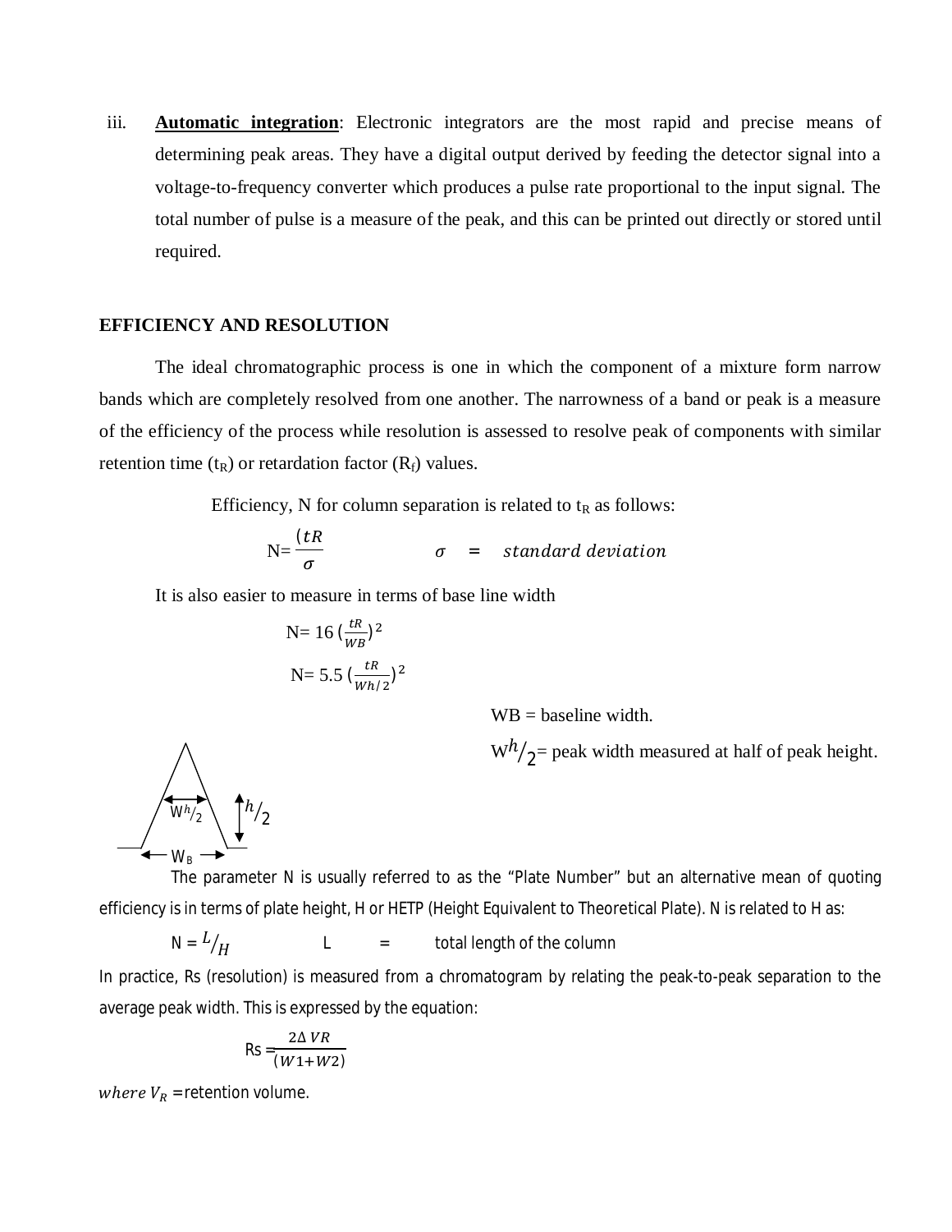iii. **Automatic integration**: Electronic integrators are the most rapid and precise means of determining peak areas. They have a digital output derived by feeding the detector signal into a voltage-to-frequency converter which produces a pulse rate proportional to the input signal. The total number of pulse is a measure of the peak, and this can be printed out directly or stored until required.

## EFFICIENCY AND RESOLUTION

The ideal chromatographic process is one in which the component of a mixture form narrow bands which are completely resolved from one another. The narrowness of a band or peak is a measure of the efficiency of the process while resolution is assessed to resolve peak of components with similar retention time ($t_R$) or retardation factor ($R_f$) values.

Efficiency, N for column separation is related to $t_R$ as follows:

$$N = \frac{(tR}{\sigma} \qquad \sigma = standard\ deviation$$

It is also easier to measure in terms of base line width

$$N = 16\left(\frac{tR}{WB}\right)^2$$

$$N = 5.5\left(\frac{tR}{Wh/2}\right)^2$$

WB = baseline width.

$W^{h}/_{2}$= peak width measured at half of peak height.

$W^{h}/_{2}$ $h/_{2}$ $W_B$

The parameter N is usually referred to as the "Plate Number" but an alternative mean of quoting efficiency is in terms of plate height, H or HETP (Height Equivalent to Theoretical Plate). N is related to H as:

$$N = L/_{H} \qquad L = \text{total length of the column}$$

In practice, Rs (resolution) is measured from a chromatogram by relating the peak-to-peak separation to the average peak width. This is expressed by the equation:

$$Rs = \frac{2\Delta\ VR}{(W1+W2)}$$

$where\ V_R$ =retention volume.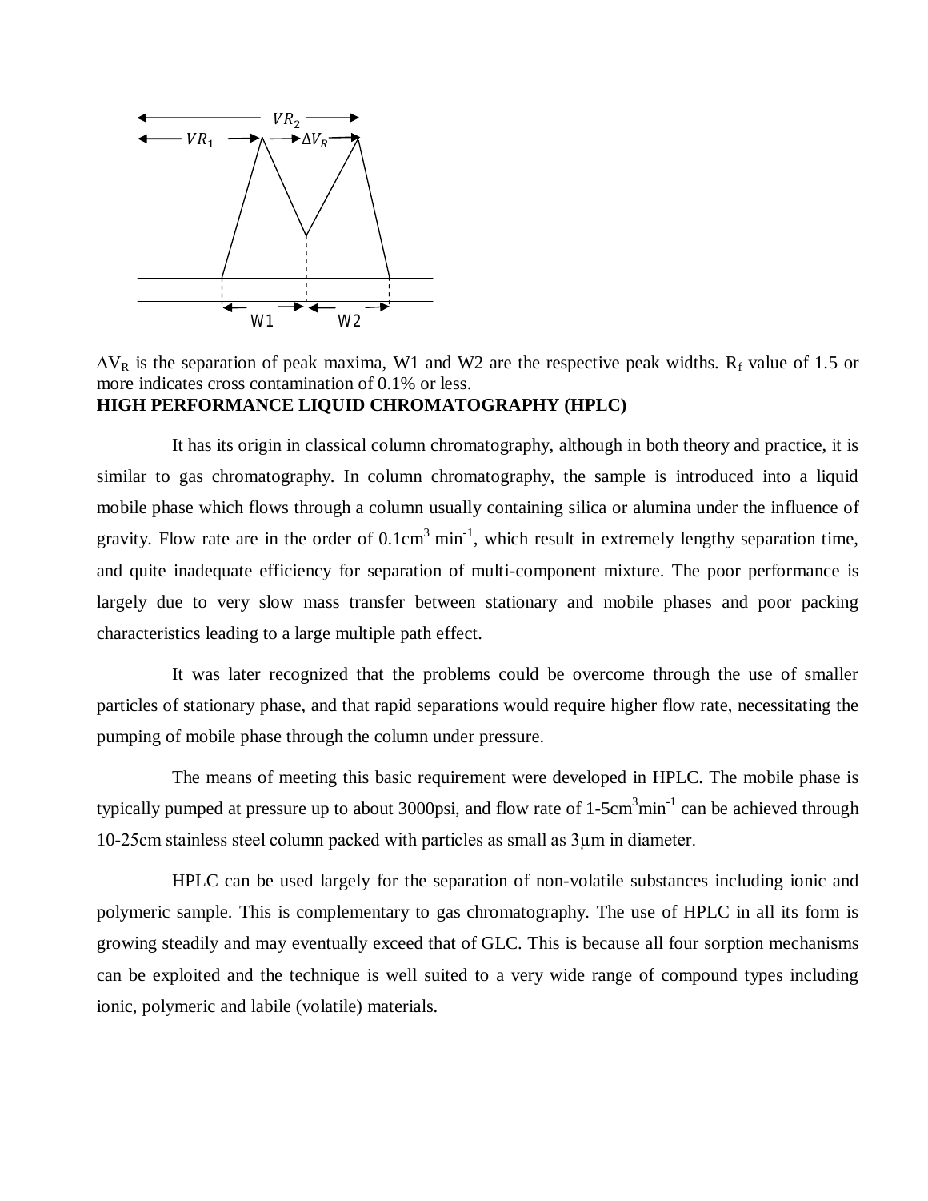$\Delta V_R$ is the separation of peak maxima, W1 and W2 are the respective peak widths. $R_f$ value of 1.5 or more indicates cross contamination of 0.1% or less.

**HIGH PERFORMANCE LIQUID CHROMATOGRAPHY (HPLC)**

It has its origin in classical column chromatography, although in both theory and practice, it is similar to gas chromatography. In column chromatography, the sample is introduced into a liquid mobile phase which flows through a column usually containing silica or alumina under the influence of gravity. Flow rate are in the order of $0.1cm^3 \ min^{-1}$, which result in extremely lengthy separation time, and quite inadequate efficiency for separation of multi-component mixture. The poor performance is largely due to very slow mass transfer between stationary and mobile phases and poor packing characteristics leading to a large multiple path effect.

It was later recognized that the problems could be overcome through the use of smaller particles of stationary phase, and that rapid separations would require higher flow rate, necessitating the pumping of mobile phase through the column under pressure.

The means of meeting this basic requirement were developed in HPLC. The mobile phase is typically pumped at pressure up to about 3000psi, and flow rate of $1\text{-}5cm^3min^{-1}$ can be achieved through 10-25cm stainless steel column packed with particles as small as 3μm in diameter.

HPLC can be used largely for the separation of non-volatile substances including ionic and polymeric sample. This is complementary to gas chromatography. The use of HPLC in all its form is growing steadily and may eventually exceed that of GLC. This is because all four sorption mechanisms can be exploited and the technique is well suited to a very wide range of compound types including ionic, polymeric and labile (volatile) materials.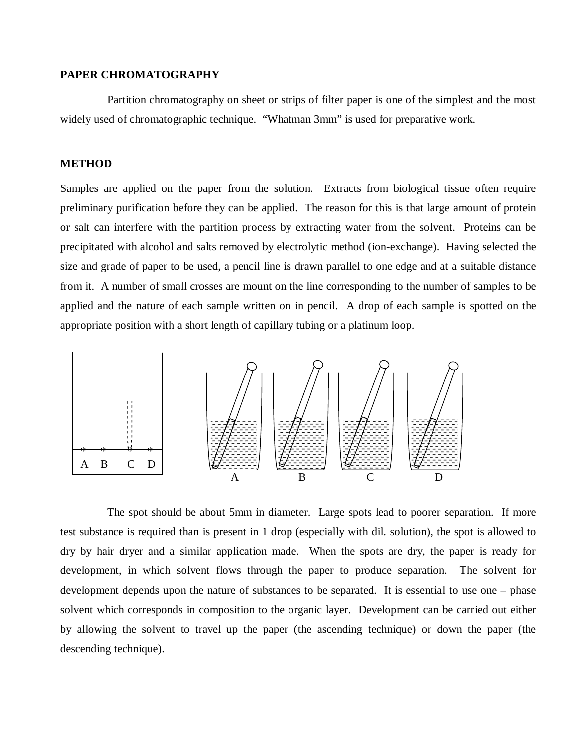**PAPER CHROMATOGRAPHY**

Partition chromatography on sheet or strips of filter paper is one of the simplest and the most widely used of chromatographic technique. “Whatman 3mm” is used for preparative work.

**METHOD**

Samples are applied on the paper from the solution. Extracts from biological tissue often require preliminary purification before they can be applied. The reason for this is that large amount of protein or salt can interfere with the partition process by extracting water from the solvent. Proteins can be precipitated with alcohol and salts removed by electrolytic method (ion-exchange). Having selected the size and grade of paper to be used, a pencil line is drawn parallel to one edge and at a suitable distance from it. A number of small crosses are mount on the line corresponding to the number of samples to be applied and the nature of each sample written on in pencil. A drop of each sample is spotted on the appropriate position with a short length of capillary tubing or a platinum loop.

A B C D

A B C D

The spot should be about 5mm in diameter. Large spots lead to poorer separation. If more test substance is required than is present in 1 drop (especially with dil. solution), the spot is allowed to dry by hair dryer and a similar application made. When the spots are dry, the paper is ready for development, in which solvent flows through the paper to produce separation. The solvent for development depends upon the nature of substances to be separated. It is essential to use one – phase solvent which corresponds in composition to the organic layer. Development can be carried out either by allowing the solvent to travel up the paper (the ascending technique) or down the paper (the descending technique).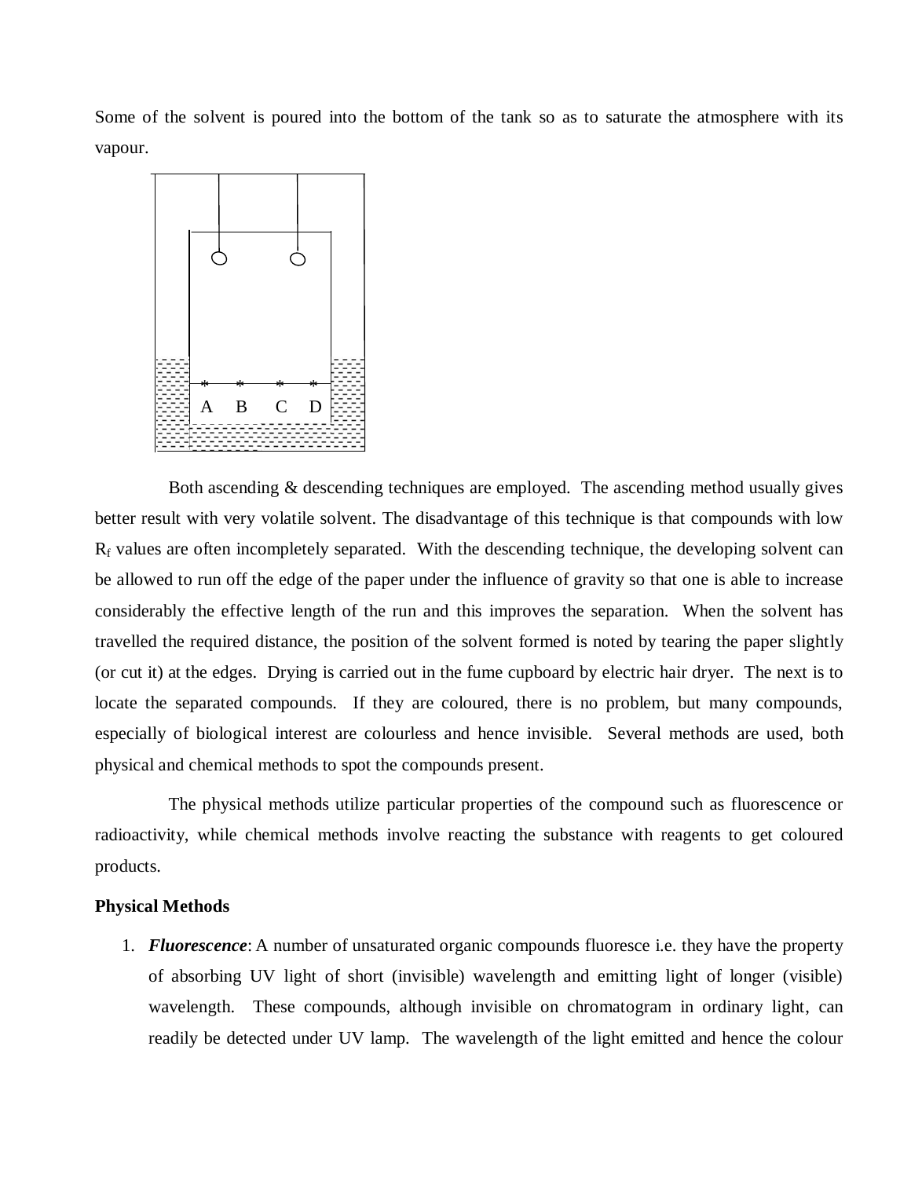Some of the solvent is poured into the bottom of the tank so as to saturate the atmosphere with its vapour.

A B C D

Both ascending & descending techniques are employed. The ascending method usually gives better result with very volatile solvent. The disadvantage of this technique is that compounds with low $R_f$ values are often incompletely separated. With the descending technique, the developing solvent can be allowed to run off the edge of the paper under the influence of gravity so that one is able to increase considerably the effective length of the run and this improves the separation. When the solvent has travelled the required distance, the position of the solvent formed is noted by tearing the paper slightly (or cut it) at the edges. Drying is carried out in the fume cupboard by electric hair dryer. The next is to locate the separated compounds. If they are coloured, there is no problem, but many compounds, especially of biological interest are colourless and hence invisible. Several methods are used, both physical and chemical methods to spot the compounds present.

The physical methods utilize particular properties of the compound such as fluorescence or radioactivity, while chemical methods involve reacting the substance with reagents to get coloured products.

**Physical Methods**

1. ***Fluorescence***: A number of unsaturated organic compounds fluoresce i.e. they have the property of absorbing UV light of short (invisible) wavelength and emitting light of longer (visible) wavelength. These compounds, although invisible on chromatogram in ordinary light, can readily be detected under UV lamp. The wavelength of the light emitted and hence the colour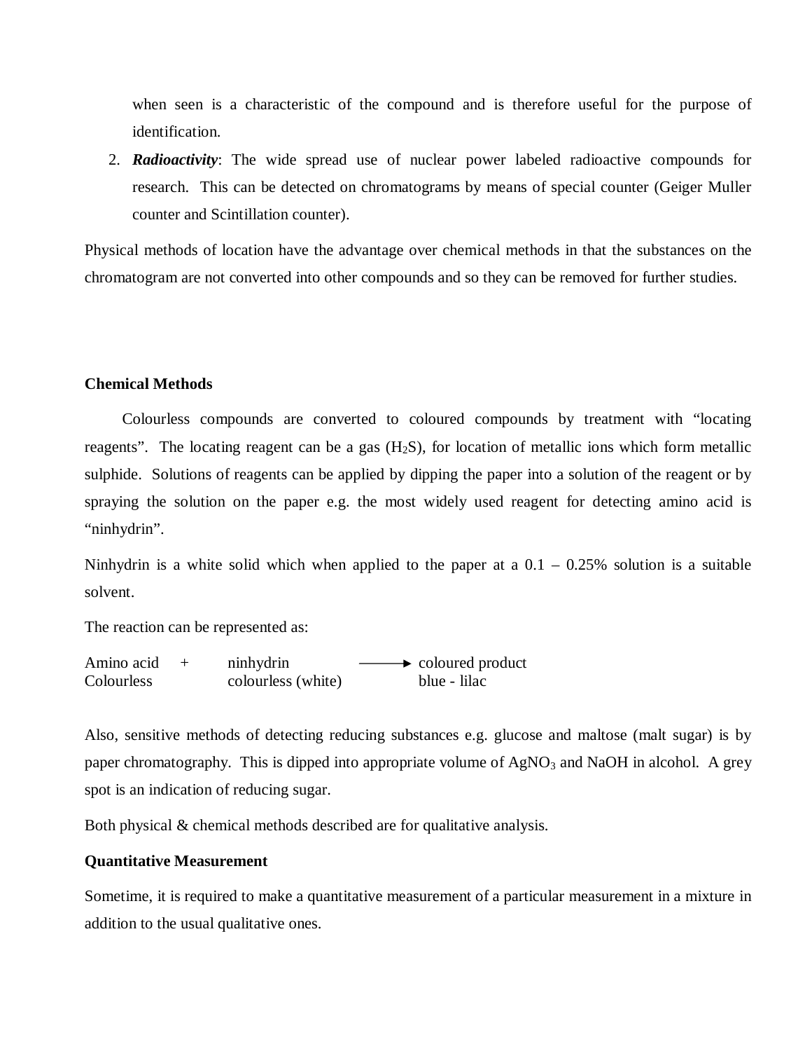when seen is a characteristic of the compound and is therefore useful for the purpose of identification.

2. ***Radioactivity***: The wide spread use of nuclear power labeled radioactive compounds for research. This can be detected on chromatograms by means of special counter (Geiger Muller counter and Scintillation counter).

Physical methods of location have the advantage over chemical methods in that the substances on the chromatogram are not converted into other compounds and so they can be removed for further studies.

**Chemical Methods**

Colourless compounds are converted to coloured compounds by treatment with "locating reagents". The locating reagent can be a gas ($H_2S$), for location of metallic ions which form metallic sulphide. Solutions of reagents can be applied by dipping the paper into a solution of the reagent or by spraying the solution on the paper e.g. the most widely used reagent for detecting amino acid is "ninhydrin".

Ninhydrin is a white solid which when applied to the paper at a 0.1 – 0.25% solution is a suitable solvent.

The reaction can be represented as:

| Amino acid | + | ninhydrin | $\longrightarrow$ | coloured product |
|---|---|---|---|---|
| Colourless | | colourless (white) | | blue - lilac |

Also, sensitive methods of detecting reducing substances e.g. glucose and maltose (malt sugar) is by paper chromatography. This is dipped into appropriate volume of $AgNO_3$ and NaOH in alcohol. A grey spot is an indication of reducing sugar.

Both physical & chemical methods described are for qualitative analysis.

**Quantitative Measurement**

Sometime, it is required to make a quantitative measurement of a particular measurement in a mixture in addition to the usual qualitative ones.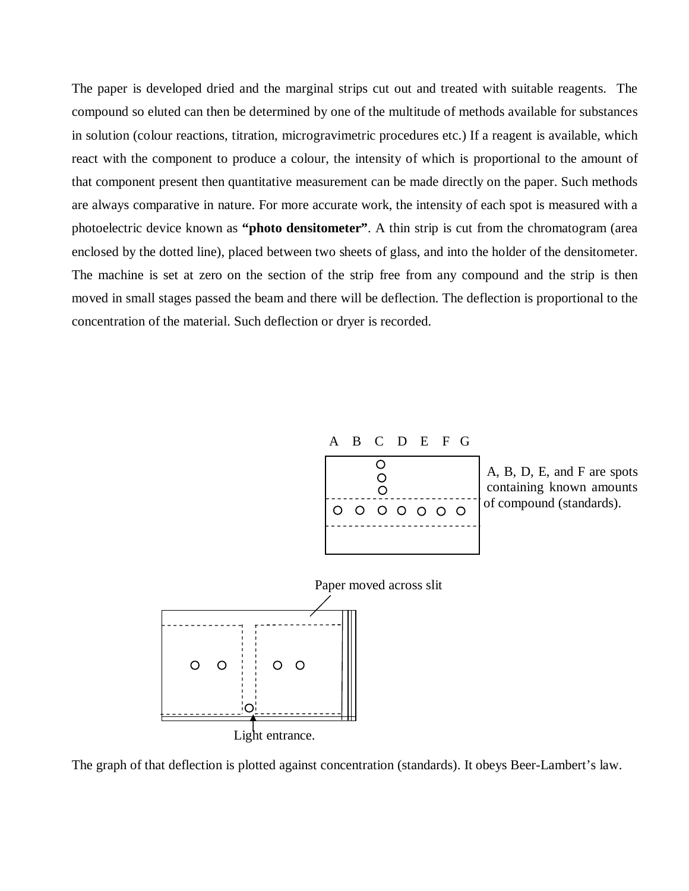The paper is developed dried and the marginal strips cut out and treated with suitable reagents. The compound so eluted can then be determined by one of the multitude of methods available for substances in solution (colour reactions, titration, microgravimetric procedures etc.) If a reagent is available, which react with the component to produce a colour, the intensity of which is proportional to the amount of that component present then quantitative measurement can be made directly on the paper. Such methods are always comparative in nature. For more accurate work, the intensity of each spot is measured with a photoelectric device known as **"photo densitometer"**. A thin strip is cut from the chromatogram (area enclosed by the dotted line), placed between two sheets of glass, and into the holder of the densitometer. The machine is set at zero on the section of the strip free from any compound and the strip is then moved in small stages passed the beam and there will be deflection. The deflection is proportional to the concentration of the material. Such deflection or dryer is recorded.

A B C D E F G

A, B, D, E, and F are spots containing known amounts of compound (standards).

Paper moved across slit

Light entrance.

The graph of that deflection is plotted against concentration (standards). It obeys Beer-Lambert's law.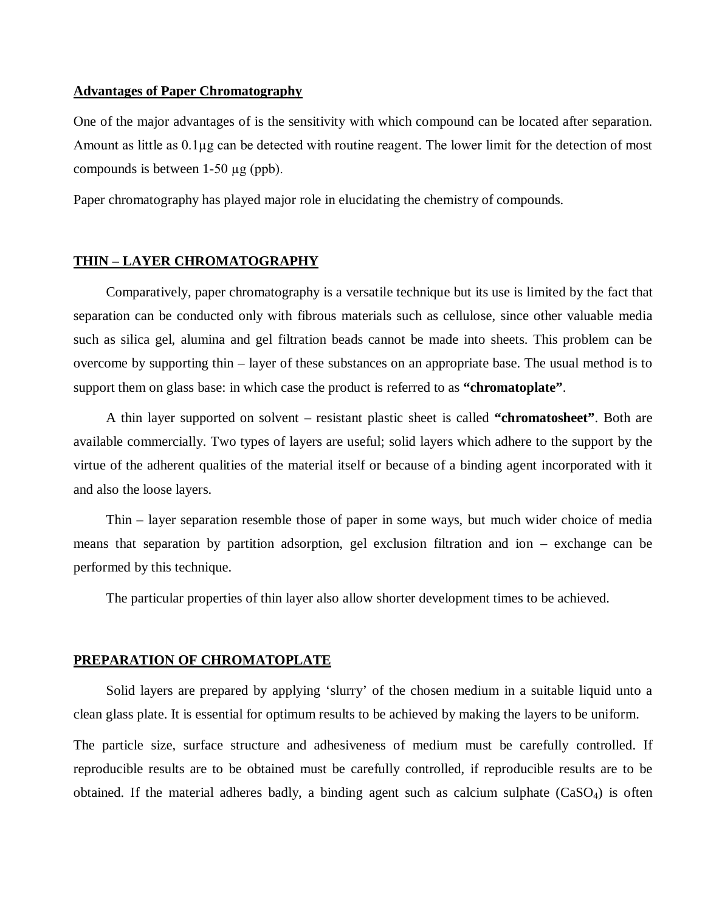**Advantages of Paper Chromatography**

One of the major advantages of is the sensitivity with which compound can be located after separation. Amount as little as 0.1µg can be detected with routine reagent. The lower limit for the detection of most compounds is between 1-50 µg (ppb).

Paper chromatography has played major role in elucidating the chemistry of compounds.

**THIN – LAYER CHROMATOGRAPHY**

Comparatively, paper chromatography is a versatile technique but its use is limited by the fact that separation can be conducted only with fibrous materials such as cellulose, since other valuable media such as silica gel, alumina and gel filtration beads cannot be made into sheets. This problem can be overcome by supporting thin – layer of these substances on an appropriate base. The usual method is to support them on glass base: in which case the product is referred to as **"chromatoplate"**.

A thin layer supported on solvent – resistant plastic sheet is called **"chromatosheet"**. Both are available commercially. Two types of layers are useful; solid layers which adhere to the support by the virtue of the adherent qualities of the material itself or because of a binding agent incorporated with it and also the loose layers.

Thin – layer separation resemble those of paper in some ways, but much wider choice of media means that separation by partition adsorption, gel exclusion filtration and ion – exchange can be performed by this technique.

The particular properties of thin layer also allow shorter development times to be achieved.

**PREPARATION OF CHROMATOPLATE**

Solid layers are prepared by applying 'slurry' of the chosen medium in a suitable liquid unto a clean glass plate. It is essential for optimum results to be achieved by making the layers to be uniform.

The particle size, surface structure and adhesiveness of medium must be carefully controlled. If reproducible results are to be obtained must be carefully controlled, if reproducible results are to be obtained. If the material adheres badly, a binding agent such as calcium sulphate ($CaSO_4$) is often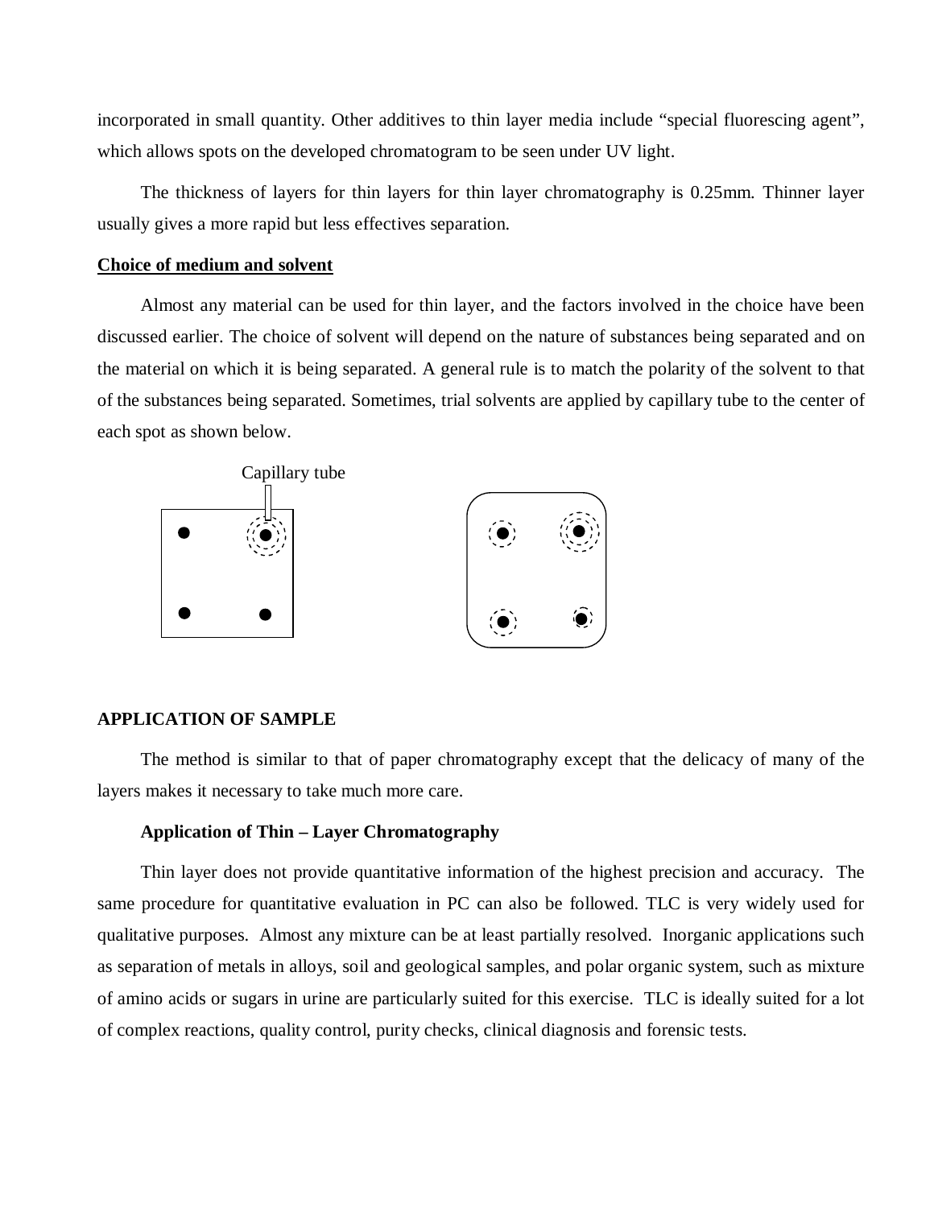incorporated in small quantity. Other additives to thin layer media include "special fluorescing agent", which allows spots on the developed chromatogram to be seen under UV light.

The thickness of layers for thin layers for thin layer chromatography is 0.25mm. Thinner layer usually gives a more rapid but less effectives separation.

**Choice of medium and solvent**

Almost any material can be used for thin layer, and the factors involved in the choice have been discussed earlier. The choice of solvent will depend on the nature of substances being separated and on the material on which it is being separated. A general rule is to match the polarity of the solvent to that of the substances being separated. Sometimes, trial solvents are applied by capillary tube to the center of each spot as shown below.

Capillary tube

**APPLICATION OF SAMPLE**

The method is similar to that of paper chromatography except that the delicacy of many of the layers makes it necessary to take much more care.

**Application of Thin – Layer Chromatography**

Thin layer does not provide quantitative information of the highest precision and accuracy. The same procedure for quantitative evaluation in PC can also be followed. TLC is very widely used for qualitative purposes. Almost any mixture can be at least partially resolved. Inorganic applications such as separation of metals in alloys, soil and geological samples, and polar organic system, such as mixture of amino acids or sugars in urine are particularly suited for this exercise. TLC is ideally suited for a lot of complex reactions, quality control, purity checks, clinical diagnosis and forensic tests.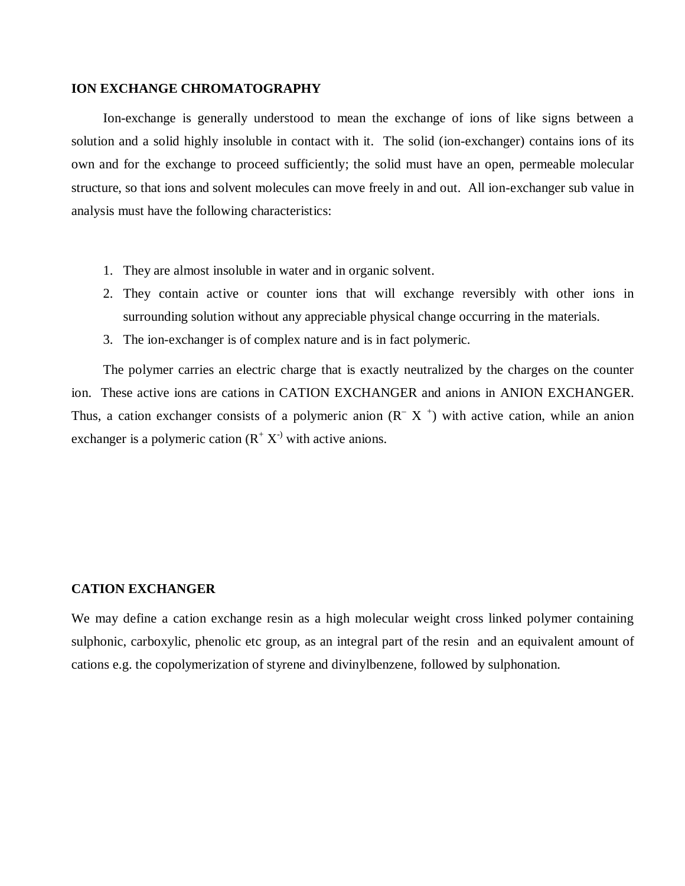## ION EXCHANGE CHROMATOGRAPHY

Ion-exchange is generally understood to mean the exchange of ions of like signs between a solution and a solid highly insoluble in contact with it. The solid (ion-exchanger) contains ions of its own and for the exchange to proceed sufficiently; the solid must have an open, permeable molecular structure, so that ions and solvent molecules can move freely in and out. All ion-exchanger sub value in analysis must have the following characteristics:

1. They are almost insoluble in water and in organic solvent.
2. They contain active or counter ions that will exchange reversibly with other ions in surrounding solution without any appreciable physical change occurring in the materials.
3. The ion-exchanger is of complex nature and is in fact polymeric.

The polymer carries an electric charge that is exactly neutralized by the charges on the counter ion. These active ions are cations in CATION EXCHANGER and anions in ANION EXCHANGER. Thus, a cation exchanger consists of a polymeric anion ($R^- X^+$) with active cation, while an anion exchanger is a polymeric cation ($R^+ X^-$) with active anions.

## CATION EXCHANGER

We may define a cation exchange resin as a high molecular weight cross linked polymer containing sulphonic, carboxylic, phenolic etc group, as an integral part of the resin and an equivalent amount of cations e.g. the copolymerization of styrene and divinylbenzene, followed by sulphonation.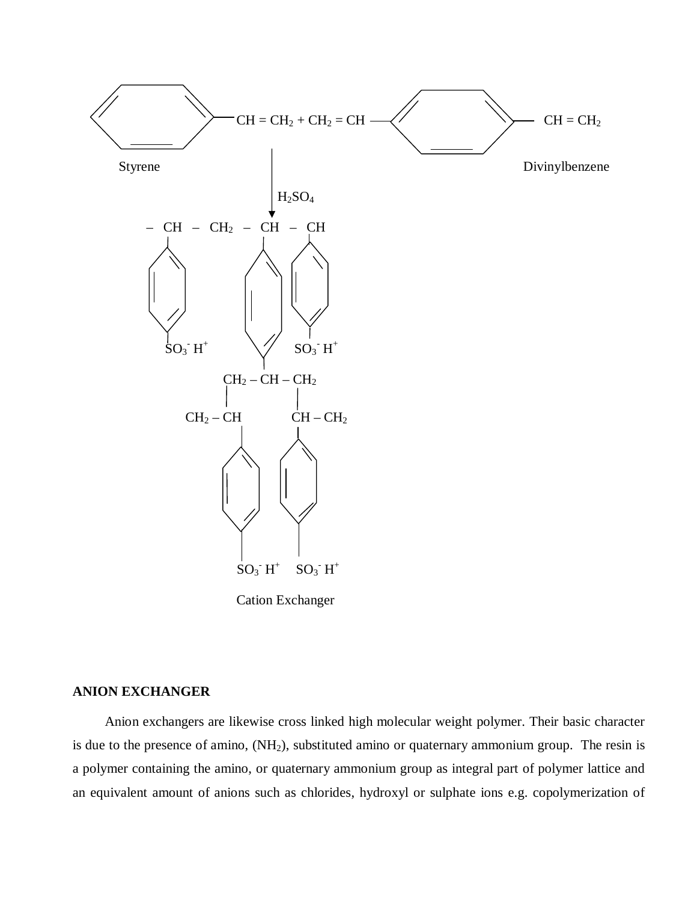Styrene + Divinylbenzene

$$C_6H_5-CH=CH_2 + CH_2=CH-C_6H_4-CH=CH_2 \xrightarrow{H_2SO_4}$$

$-CH-CH_2-CH-CH$ (with $SO_3^- H^+$ groups on benzene rings; cross-linked $CH_2-CH-CH_2$, $CH_2-CH$, $CH-CH_2$ chains bearing benzene rings with $SO_3^- H^+$ groups)

Cation Exchanger

**ANION EXCHANGER**

Anion exchangers are likewise cross linked high molecular weight polymer. Their basic character is due to the presence of amino, ($NH_2$), substituted amino or quaternary ammonium group. The resin is a polymer containing the amino, or quaternary ammonium group as integral part of polymer lattice and an equivalent amount of anions such as chlorides, hydroxyl or sulphate ions e.g. copolymerization of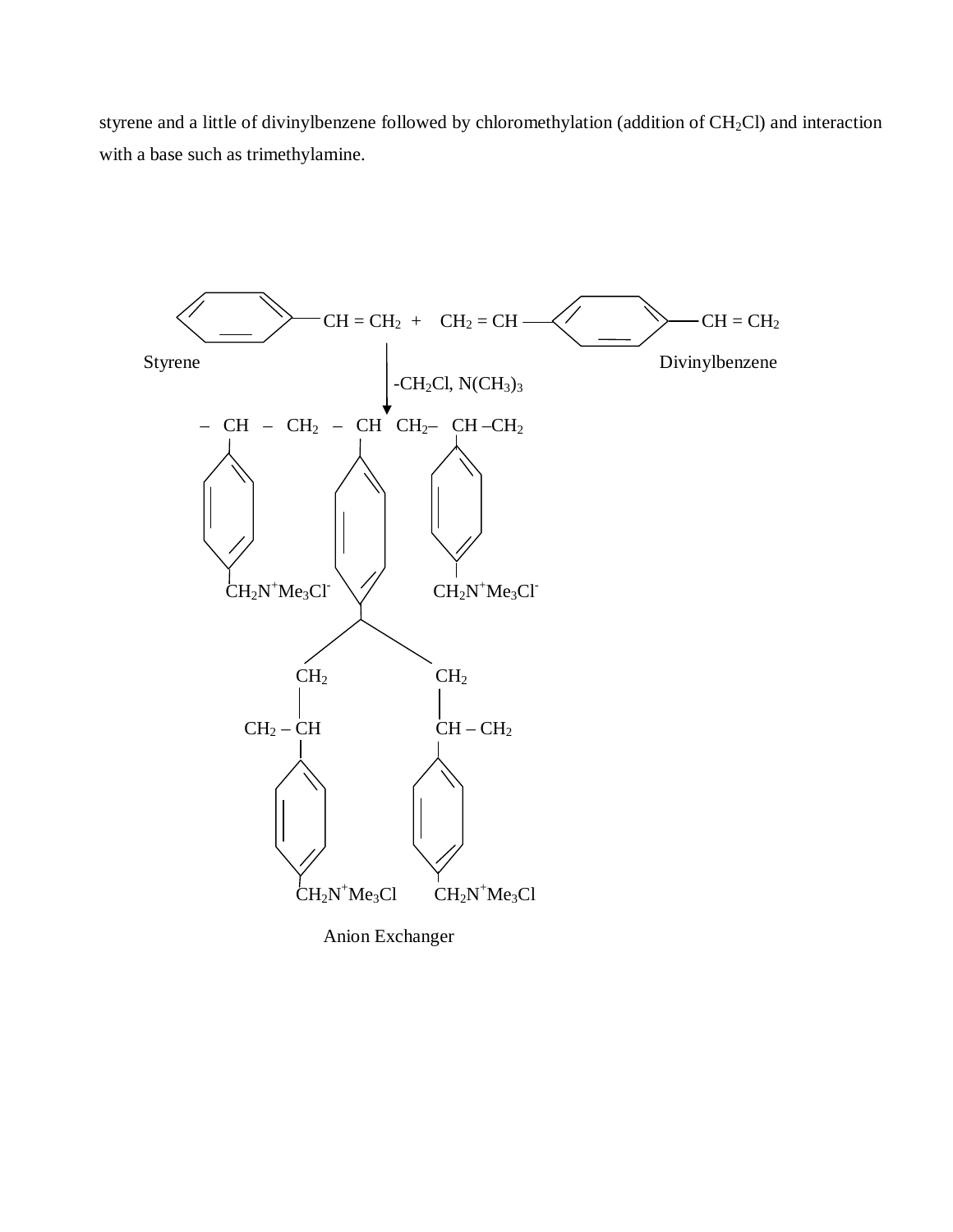styrene and a little of divinylbenzene followed by chloromethylation (addition of $CH_2Cl$) and interaction with a base such as trimethylamine.

Styrene $C_6H_5-CH=CH_2$ + Divinylbenzene $CH_2=CH-C_6H_4-CH=CH_2$

$\downarrow$ $-CH_2Cl$, $N(CH_3)_3$

$-CH-CH_2-CH\ CH_2-CH-CH_2$

$CH_2N^+Me_3Cl^-$ &nbsp;&nbsp;&nbsp;&nbsp; $CH_2N^+Me_3Cl^-$

$CH_2$ &nbsp;&nbsp;&nbsp;&nbsp; $CH_2$

$CH_2-CH$ &nbsp;&nbsp;&nbsp;&nbsp; $CH-CH_2$

$CH_2N^+Me_3Cl$ &nbsp;&nbsp;&nbsp;&nbsp; $CH_2N^+Me_3Cl$

Anion Exchanger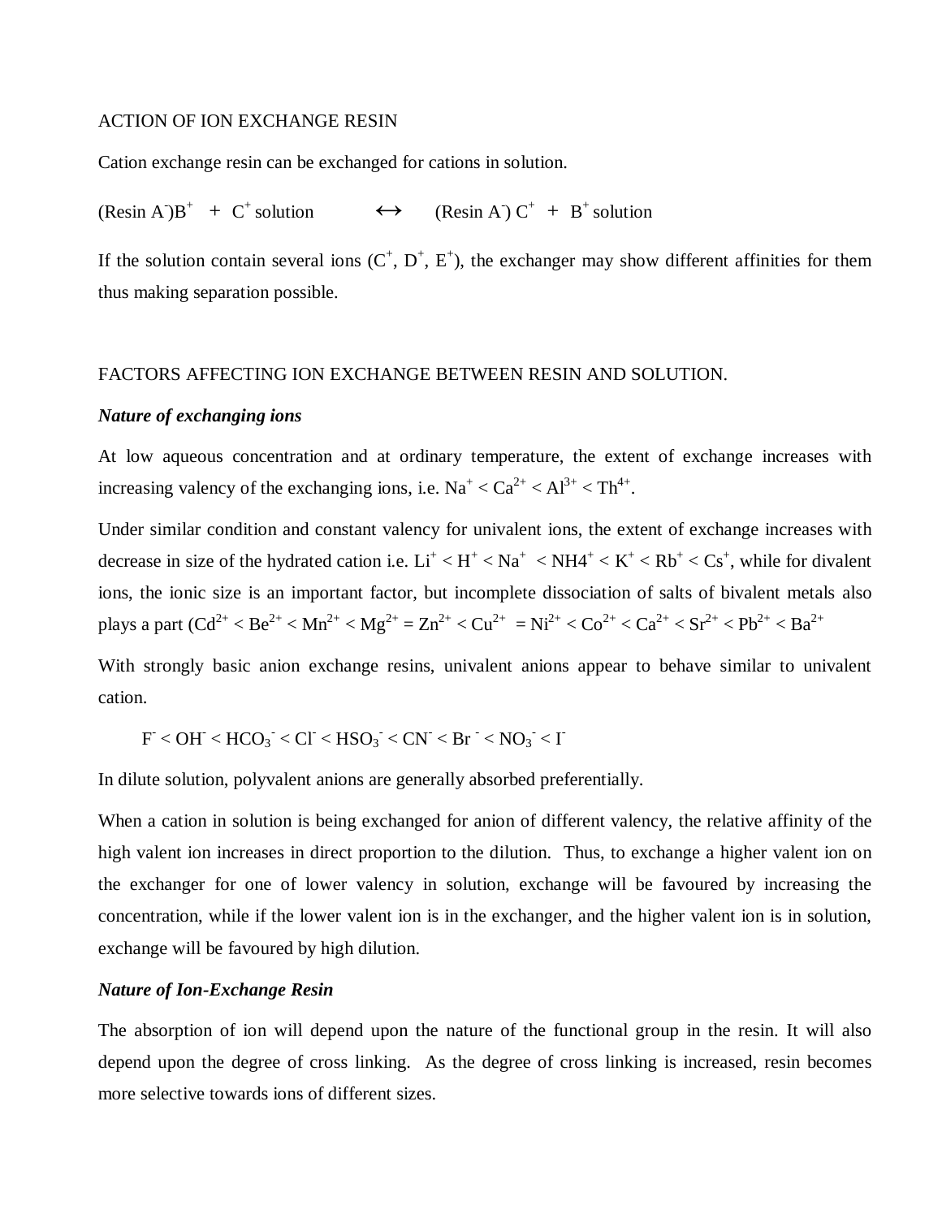ACTION OF ION EXCHANGE RESIN

Cation exchange resin can be exchanged for cations in solution.

$$(\text{Resin A}^-)\text{B}^+ \; + \; \text{C}^+ \text{ solution} \quad \leftrightarrow \quad (\text{Resin A}^-)\ \text{C}^+ \; + \; \text{B}^+ \text{ solution}$$

If the solution contain several ions ($C^+$, $D^+$, $E^+$), the exchanger may show different affinities for them thus making separation possible.

FACTORS AFFECTING ION EXCHANGE BETWEEN RESIN AND SOLUTION.

***Nature of exchanging ions***

At low aqueous concentration and at ordinary temperature, the extent of exchange increases with increasing valency of the exchanging ions, i.e. $Na^+ < Ca^{2+} < Al^{3+} < Th^{4+}$.

Under similar condition and constant valency for univalent ions, the extent of exchange increases with decrease in size of the hydrated cation i.e. $Li^+ < H^+ < Na^+ < NH4^+ < K^+ < Rb^+ < Cs^+$, while for divalent ions, the ionic size is an important factor, but incomplete dissociation of salts of bivalent metals also plays a part ($Cd^{2+} < Be^{2+} < Mn^{2+} < Mg^{2+} = Zn^{2+} < Cu^{2+} = Ni^{2+} < Co^{2+} < Ca^{2+} < Sr^{2+} < Pb^{2+} < Ba^{2+}$

With strongly basic anion exchange resins, univalent anions appear to behave similar to univalent cation.

$$F^- < OH^- < HCO_3^- < Cl^- < HSO_3^- < CN^- < Br^- < NO_3^- < I^-$$

In dilute solution, polyvalent anions are generally absorbed preferentially.

When a cation in solution is being exchanged for anion of different valency, the relative affinity of the high valent ion increases in direct proportion to the dilution. Thus, to exchange a higher valent ion on the exchanger for one of lower valency in solution, exchange will be favoured by increasing the concentration, while if the lower valent ion is in the exchanger, and the higher valent ion is in solution, exchange will be favoured by high dilution.

***Nature of Ion-Exchange Resin***

The absorption of ion will depend upon the nature of the functional group in the resin. It will also depend upon the degree of cross linking. As the degree of cross linking is increased, resin becomes more selective towards ions of different sizes.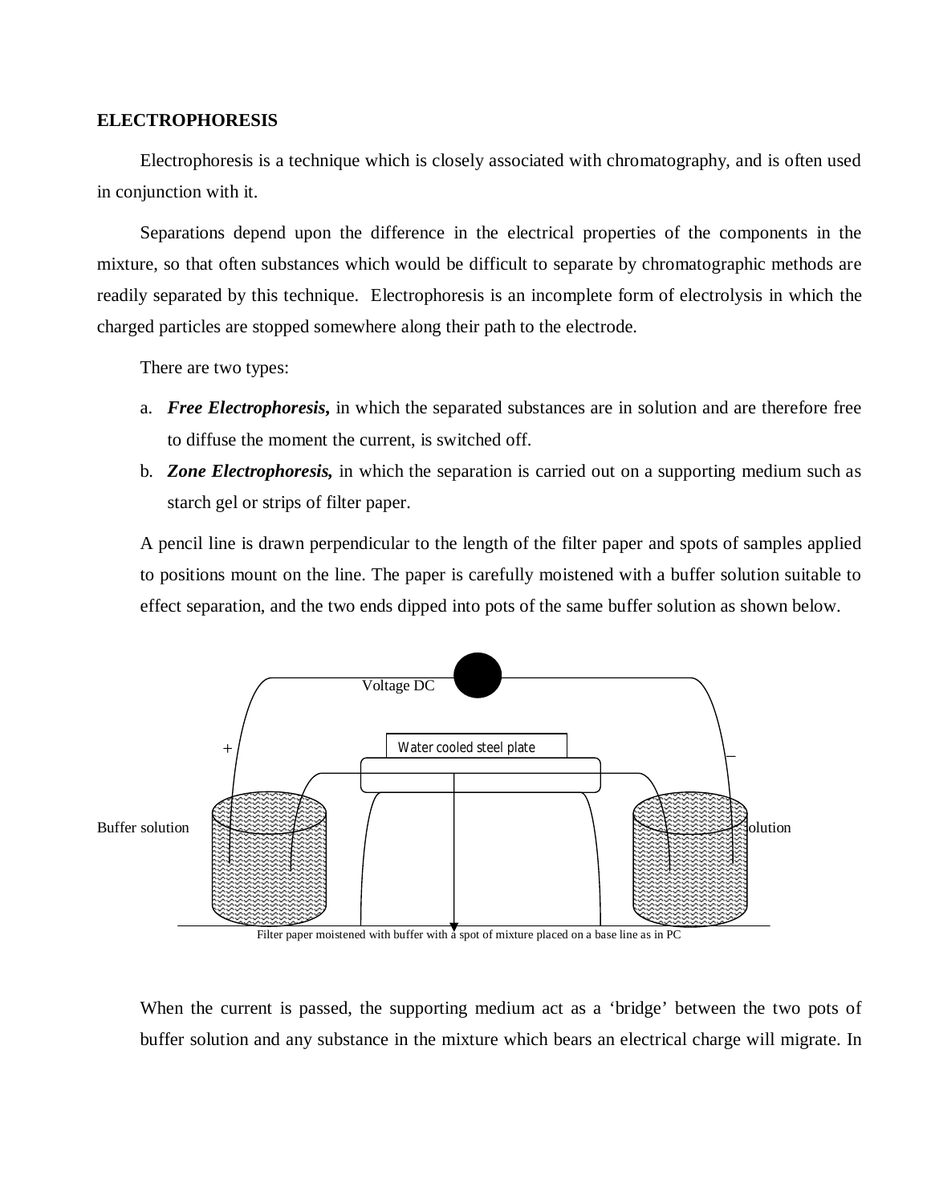**ELECTROPHORESIS**

Electrophoresis is a technique which is closely associated with chromatography, and is often used in conjunction with it.

Separations depend upon the difference in the electrical properties of the components in the mixture, so that often substances which would be difficult to separate by chromatographic methods are readily separated by this technique. Electrophoresis is an incomplete form of electrolysis in which the charged particles are stopped somewhere along their path to the electrode.

There are two types:

a. ***Free Electrophoresis,*** in which the separated substances are in solution and are therefore free to diffuse the moment the current, is switched off.
b. ***Zone Electrophoresis,*** in which the separation is carried out on a supporting medium such as starch gel or strips of filter paper.

A pencil line is drawn perpendicular to the length of the filter paper and spots of samples applied to positions mount on the line. The paper is carefully moistened with a buffer solution suitable to effect separation, and the two ends dipped into pots of the same buffer solution as shown below.

Voltage DC

\+ Water cooled steel plate –

Buffer solution olution

Filter paper moistened with buffer with a spot of mixture placed on a base line as in PC

When the current is passed, the supporting medium act as a 'bridge' between the two pots of buffer solution and any substance in the mixture which bears an electrical charge will migrate. In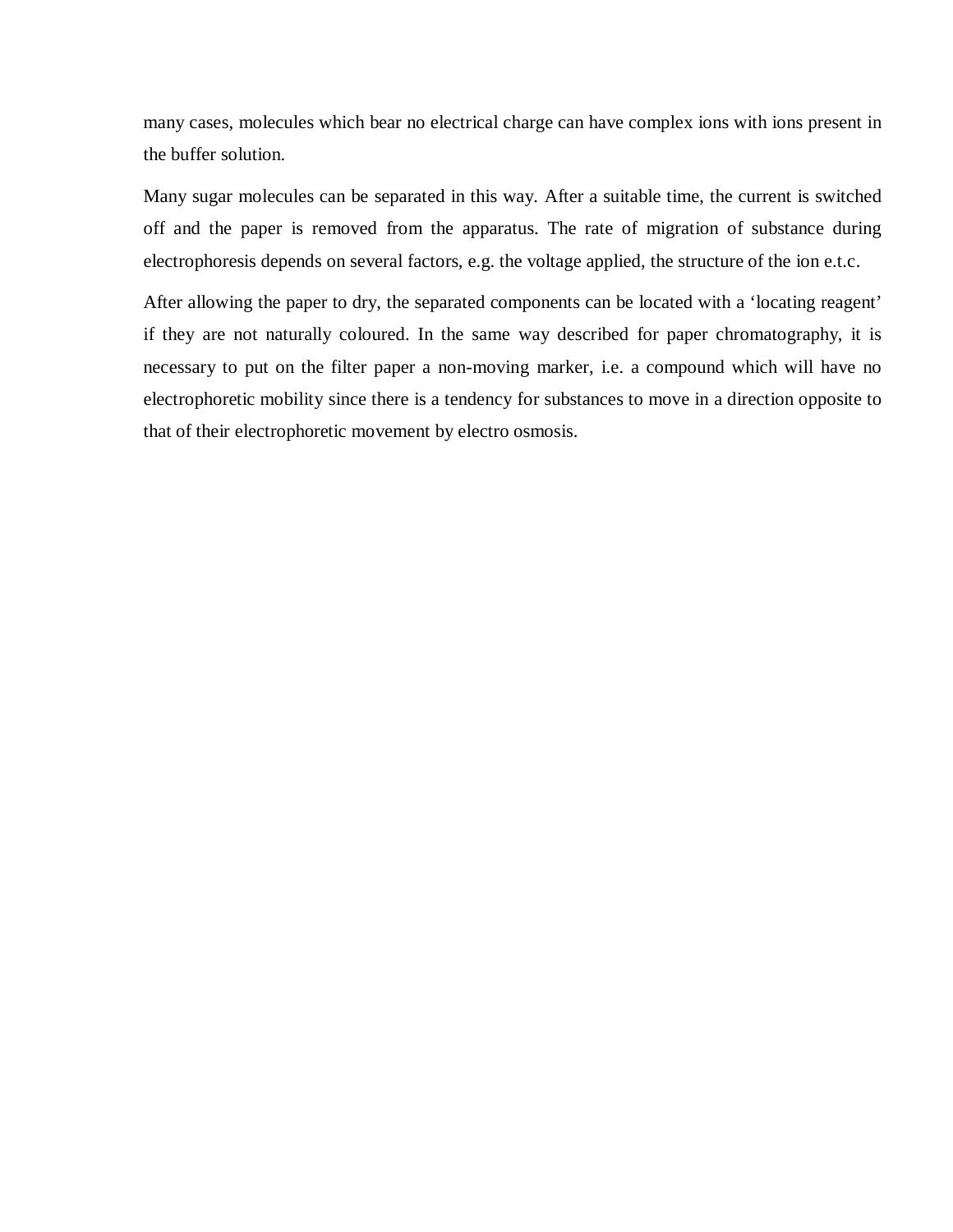many cases, molecules which bear no electrical charge can have complex ions with ions present in the buffer solution.

Many sugar molecules can be separated in this way. After a suitable time, the current is switched off and the paper is removed from the apparatus. The rate of migration of substance during electrophoresis depends on several factors, e.g. the voltage applied, the structure of the ion e.t.c.

After allowing the paper to dry, the separated components can be located with a 'locating reagent' if they are not naturally coloured. In the same way described for paper chromatography, it is necessary to put on the filter paper a non-moving marker, i.e. a compound which will have no electrophoretic mobility since there is a tendency for substances to move in a direction opposite to that of their electrophoretic movement by electro osmosis.